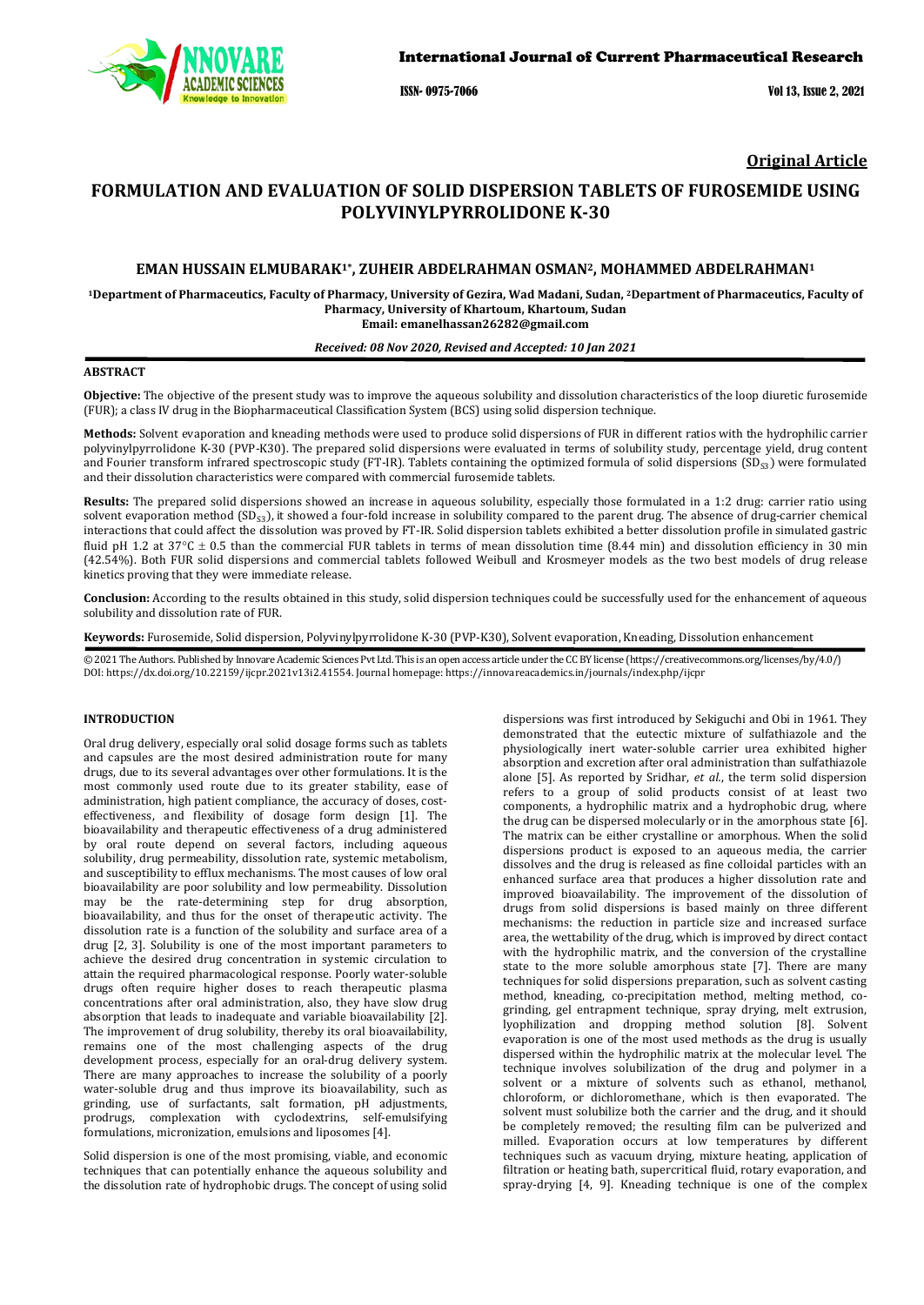## Original Article

# FORMULATION AND EVALUATION OF SOLID DISPERSION TABLETS OF FUROSEMIDE USING POLYVINYLPYRROLIDONE K-30

**EMAN HUSSAIN ELMUBARAK[1*], ZUHEIR ABDELRAHMAN OSMAN[2], MOHAMMED ABDELRAHMAN[1]**

**[1]Department of Pharmaceutics, Faculty of Pharmacy, University of Gezira, Wad Madani, Sudan, [2]Department of Pharmaceutics, Faculty of Pharmacy, University of Khartoum, Khartoum, Sudan**
**Email: emanelhassan26282@gmail.com**

***Received: 08 Nov 2020, Revised and Accepted: 10 Jan 2021***

### ABSTRACT

**Objective:** The objective of the present study was to improve the aqueous solubility and dissolution characteristics of the loop diuretic furosemide (FUR); a class IV drug in the Biopharmaceutical Classification System (BCS) using solid dispersion technique.

**Methods:** Solvent evaporation and kneading methods were used to produce solid dispersions of FUR in different ratios with the hydrophilic carrier polyvinylpyrrolidone K-30 (PVP-K30). The prepared solid dispersions were evaluated in terms of solubility study, percentage yield, drug content and Fourier transform infrared spectroscopic study (FT-IR). Tablets containing the optimized formula of solid dispersions ($SD_{S3}$) were formulated and their dissolution characteristics were compared with commercial furosemide tablets.

**Results:** The prepared solid dispersions showed an increase in aqueous solubility, especially those formulated in a 1:2 drug: carrier ratio using solvent evaporation method ($SD_{S3}$), it showed a four-fold increase in solubility compared to the parent drug. The absence of drug-carrier chemical interactions that could affect the dissolution was proved by FT-IR. Solid dispersion tablets exhibited a better dissolution profile in simulated gastric fluid pH 1.2 at 37°C ± 0.5 than the commercial FUR tablets in terms of mean dissolution time (8.44 min) and dissolution efficiency in 30 min (42.54%). Both FUR solid dispersions and commercial tablets followed Weibull and Krosmeyer models as the two best models of drug release kinetics proving that they were immediate release.

**Conclusion:** According to the results obtained in this study, solid dispersion techniques could be successfully used for the enhancement of aqueous solubility and dissolution rate of FUR.

**Keywords:** Furosemide, Solid dispersion, Polyvinylpyrrolidone K-30 (PVP-K30), Solvent evaporation, Kneading, Dissolution enhancement

© 2021 The Authors. Published by Innovare Academic Sciences Pvt Ltd. This is an open access article under the CC BY license (https://creativecommons.org/licenses/by/4.0/)
DOI: https://dx.doi.org/10.22159/ijcpr.2021v13i2.41554. Journal homepage: https://innovareacademics.in/journals/index.php/ijcpr

### INTRODUCTION

Oral drug delivery, especially oral solid dosage forms such as tablets and capsules are the most desired administration route for many drugs, due to its several advantages over other formulations. It is the most commonly used route due to its greater stability, ease of administration, high patient compliance, the accuracy of doses, cost-effectiveness, and flexibility of dosage form design [1]. The bioavailability and therapeutic effectiveness of a drug administered by oral route depend on several factors, including aqueous solubility, drug permeability, dissolution rate, systemic metabolism, and susceptibility to efflux mechanisms. The most causes of low oral bioavailability are poor solubility and low permeability. Dissolution may be the rate-determining step for drug absorption, bioavailability, and thus for the onset of therapeutic activity. The dissolution rate is a function of the solubility and surface area of a drug [2, 3]. Solubility is one of the most important parameters to achieve the desired drug concentration in systemic circulation to attain the required pharmacological response. Poorly water-soluble drugs often require higher doses to reach therapeutic plasma concentrations after oral administration, also, they have slow drug absorption that leads to inadequate and variable bioavailability [2]. The improvement of drug solubility, thereby its oral bioavailability, remains one of the most challenging aspects of the drug development process, especially for an oral-drug delivery system. There are many approaches to increase the solubility of a poorly water-soluble drug and thus improve its bioavailability, such as grinding, use of surfactants, salt formation, pH adjustments, prodrugs, complexation with cyclodextrins, self-emulsifying formulations, micronization, emulsions and liposomes [4].

Solid dispersion is one of the most promising, viable, and economic techniques that can potentially enhance the aqueous solubility and the dissolution rate of hydrophobic drugs. The concept of using solid dispersions was first introduced by Sekiguchi and Obi in 1961. They demonstrated that the eutectic mixture of sulfathiazole and the physiologically inert water-soluble carrier urea exhibited higher absorption and excretion after oral administration than sulfathiazole alone [5]. As reported by Sridhar, *et al.*, the term solid dispersion refers to a group of solid products consist of at least two components, a hydrophilic matrix and a hydrophobic drug, where the drug can be dispersed molecularly or in the amorphous state [6]. The matrix can be either crystalline or amorphous. When the solid dispersions product is exposed to an aqueous media, the carrier dissolves and the drug is released as fine colloidal particles with an enhanced surface area that produces a higher dissolution rate and improved bioavailability. The improvement of the dissolution of drugs from solid dispersions is based mainly on three different mechanisms: the reduction in particle size and increased surface area, the wettability of the drug, which is improved by direct contact with the hydrophilic matrix, and the conversion of the crystalline state to the more soluble amorphous state [7]. There are many techniques for solid dispersions preparation, such as solvent casting method, kneading, co-precipitation method, melting method, co-grinding, gel entrapment technique, spray drying, melt extrusion, lyophilization and dropping method solution [8]. Solvent evaporation is one of the most used methods as the drug is usually dispersed within the hydrophilic matrix at the molecular level. The technique involves solubilization of the drug and polymer in a solvent or a mixture of solvents such as ethanol, methanol, chloroform, or dichloromethane, which is then evaporated. The solvent must solubilize both the carrier and the drug, and it should be completely removed; the resulting film can be pulverized and milled. Evaporation occurs at low temperatures by different techniques such as vacuum drying, mixture heating, application of filtration or heating bath, supercritical fluid, rotary evaporation, and spray-drying [4, 9]. Kneading technique is one of the complex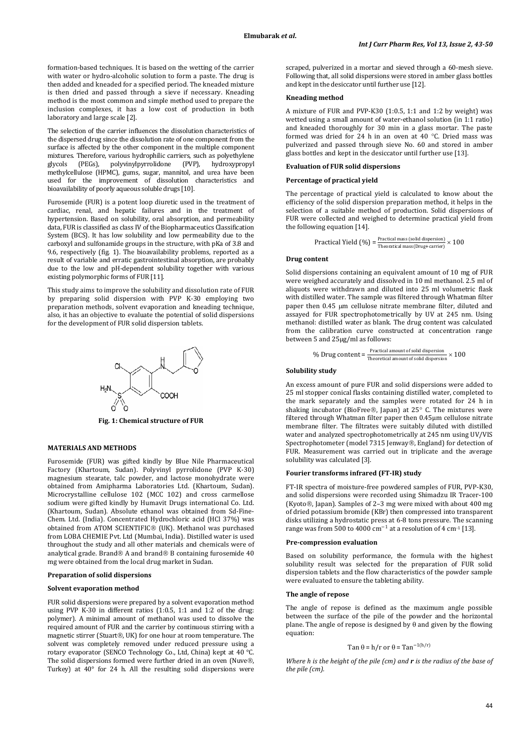formation-based techniques. It is based on the wetting of the carrier with water or hydro-alcoholic solution to form a paste. The drug is then added and kneaded for a specified period. The kneaded mixture is then dried and passed through a sieve if necessary. Kneading method is the most common and simple method used to prepare the inclusion complexes, it has a low cost of production in both laboratory and large scale [2].

The selection of the carrier influences the dissolution characteristics of the dispersed drug since the dissolution rate of one component from the surface is affected by the other component in the multiple component mixtures. Therefore, various hydrophilic carriers, such as polyethylene glycols (PEGs), polyvinylpyrrolidone (PVP), hydroxypropyl methylcellulose (HPMC), gums, sugar, mannitol, and urea have been used for the improvement of dissolution characteristics and bioavailability of poorly aqueous soluble drugs [10].

Furosemide (FUR) is a potent loop diuretic used in the treatment of cardiac, renal, and hepatic failures and in the treatment of hypertension. Based on solubility, oral absorption, and permeability data, FUR is classified as class IV of the Biopharmaceutics Classification System (BCS). It has low solubility and low permeability due to the carboxyl and sulfonamide groups in the structure, with pKa of 3.8 and 9.6, respectively (fig. 1). The bioavailability problems, reported as a result of variable and erratic gastrointestinal absorption, are probably due to the low and pH-dependent solubility together with various existing polymorphic forms of FUR [11].

This study aims to improve the solubility and dissolution rate of FUR by preparing solid dispersion with PVP K-30 employing two preparation methods, solvent evaporation and kneading technique, also, it has an objective to evaluate the potential of solid dispersions for the development of FUR solid dispersion tablets.

**Fig. 1: Chemical structure of FUR**

## MATERIALS AND METHODS

Furosemide (FUR) was gifted kindly by Blue Nile Pharmaceutical Factory (Khartoum, Sudan). Polyvinyl pyrrolidone (PVP K-30) magnesium stearate, talc powder, and lactose monohydrate were obtained from Amipharma Laboratories Ltd. (Khartoum, Sudan). Microcrystalline cellulose 102 (MCC 102) and cross carmellose sodium were gifted kindly by Humavit Drugs international Co. Ltd. (Khartoum, Sudan). Absolute ethanol was obtained from Sd-Fine-Chem. Ltd. (India). Concentrated Hydrochloric acid (HCl 37%) was obtained from ATOM SCIENTIFIC® (UK). Methanol was purchased from LOBA CHEMIE Pvt. Ltd (Mumbai, India). Distilled water is used throughout the study and all other materials and chemicals were of analytical grade. Brand® A and brand® B containing furosemide 40 mg were obtained from the local drug market in Sudan.

### Preparation of solid dispersions

#### Solvent evaporation method

FUR solid dispersions were prepared by a solvent evaporation method using PVP K-30 in different ratios (1:0.5, 1:1 and 1:2 of the drug: polymer). A minimal amount of methanol was used to dissolve the required amount of FUR and the carrier by continuous stirring with a magnetic stirrer (Stuart®, UK) for one hour at room temperature. The solvent was completely removed under reduced pressure using a rotary evaporator (SENCO Technology Co., Ltd, China) kept at 40 °C. The solid dispersions formed were further dried in an oven (Nuve®, Turkey) at 40° for 24 h. All the resulting solid dispersions were scraped, pulverized in a mortar and sieved through a 60-mesh sieve. Following that, all solid dispersions were stored in amber glass bottles and kept in the desiccator until further use [12].

#### Kneading method

A mixture of FUR and PVP-K30 (1:0.5, 1:1 and 1:2 by weight) was wetted using a small amount of water-ethanol solution (in 1:1 ratio) and kneaded thoroughly for 30 min in a glass mortar. The paste formed was dried for 24 h in an oven at 40 °C. Dried mass was pulverized and passed through sieve No. 60 and stored in amber glass bottles and kept in the desiccator until further use [13].

### Evaluation of FUR solid dispersions

#### Percentage of practical yield

The percentage of practical yield is calculated to know about the efficiency of the solid dispersion preparation method, it helps in the selection of a suitable method of production. Solid dispersions of FUR were collected and weighed to determine practical yield from the following equation [14].

$$\text{Practical Yield (\%)} = \frac{\text{Practical mass (solid dispersion)}}{\text{Theoretical mass (Drug+carrier)}} \times 100$$

#### Drug content

Solid dispersions containing an equivalent amount of 10 mg of FUR were weighed accurately and dissolved in 10 ml methanol. 2.5 ml of aliquots were withdrawn and diluted into 25 ml volumetric flask with distilled water. The sample was filtered through Whatman filter paper then 0.45 µm cellulose nitrate membrane filter, diluted and assayed for FUR spectrophotometrically by UV at 245 nm. Using methanol: distilled water as blank. The drug content was calculated from the calibration curve constructed at concentration range between 5 and 25µg/ml as follows:

$$\text{\% Drug content} = \frac{\text{Practical amount of solid dispersion}}{\text{Theoretical amount of solid dispersion}} \times 100$$

#### Solubility study

An excess amount of pure FUR and solid dispersions were added to 25 ml stopper conical flasks containing distilled water, completed to the mark separately and the samples were rotated for 24 h in shaking incubator (BioFree®, Japan) at 25° C. The mixtures were filtered through Whatman filter paper then 0.45µm cellulose nitrate membrane filter. The filtrates were suitably diluted with distilled water and analyzed spectrophotometrically at 245 nm using UV/VIS Spectrophotometer (model 7315 Jenway®, England) for detection of FUR. Measurement was carried out in triplicate and the average solubility was calculated [3].

#### Fourier transforms infrared (FT-IR) study

FT-IR spectra of moisture-free powdered samples of FUR, PVP-K30, and solid dispersions were recorded using Shimadzu IR Tracer-100 (Kyoto®, Japan). Samples of 2–3 mg were mixed with about 400 mg of dried potassium bromide (KBr) then compressed into transparent disks utilizing a hydrostatic press at 6-8 tons pressure. The scanning range was from 500 to 4000 $cm^{-1}$ at a resolution of 4 $cm^{-1}$ [13].

#### Pre-compression evaluation

Based on solubility performance, the formula with the highest solubility result was selected for the preparation of FUR solid dispersion tablets and the flow characteristics of the powder sample were evaluated to ensure the tableting ability.

#### The angle of repose

The angle of repose is defined as the maximum angle possible between the surface of the pile of the powder and the horizontal plane. The angle of repose is designed by θ and given by the flowing equation:

$$\text{Tan}\ \theta = h/r \text{ or } \theta = \text{Tan}^{-1(h/r)}$$

*Where h is the height of the pile (cm) and* ***r*** *is the radius of the base of the pile (cm).*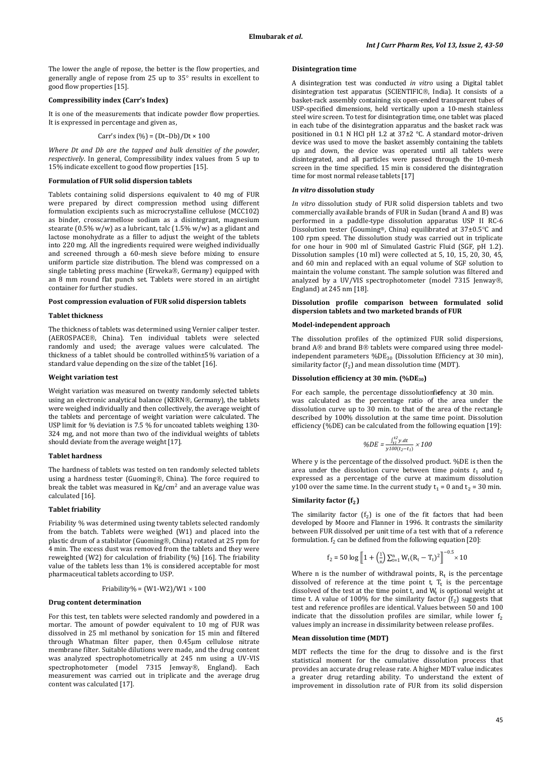The lower the angle of repose, the better is the flow properties, and generally angle of repose from 25 up to 35° results in excellent to good flow properties [15].

#### Compressibility index (Carr's Index)

It is one of the measurements that indicate powder flow properties. It is expressed in percentage and given as,

$$\text{Carr's index} (\%) = (Dt–Db)/Dt \times 100$$

*Where Dt and Db are the tapped and bulk densities of the powder, respectively*. In general, Compressibility index values from 5 up to 15% indicate excellent to good flow properties [15].

#### Formulation of FUR solid dispersion tablets

Tablets containing solid dispersions equivalent to 40 mg of FUR were prepared by direct compression method using different formulation excipients such as microcrystalline cellulose (MCC102) as binder, crosscarmellose sodium as a disintegrant, magnesium stearate (0.5% w/w) as a lubricant, talc (1.5% w/w) as a glidant and lactose monohydrate as a filler to adjust the weight of the tablets into 220 mg. All the ingredients required were weighed individually and screened through a 60-mesh sieve before mixing to ensure uniform particle size distribution. The blend was compressed on a single tableting press machine (Erweka®, Germany) equipped with an 8 mm round flat punch set. Tablets were stored in an airtight container for further studies.

#### Post compression evaluation of FUR solid dispersion tablets

#### Tablet thickness

The thickness of tablets was determined using Vernier caliper tester. (AEROSPACE®, China). Ten individual tablets were selected randomly and used; the average values were calculated. The thickness of a tablet should be controlled within±5% variation of a standard value depending on the size of the tablet [16].

#### Weight variation test

Weight variation was measured on twenty randomly selected tablets using an electronic analytical balance (KERN®, Germany), the tablets were weighed individually and then collectively, the average weight of the tablets and percentage of weight variation were calculated. The USP limit for % deviation is 7.5 % for uncoated tablets weighing 130-324 mg, and not more than two of the individual weights of tablets should deviate from the average weight [17].

#### Tablet hardness

The hardness of tablets was tested on ten randomly selected tablets using a hardness tester (Guoming®, China). The force required to break the tablet was measured in $Kg/cm^2$ and an average value was calculated [16].

#### Tablet friability

Friability % was determined using twenty tablets selected randomly from the batch. Tablets were weighed (W1) and placed into the plastic drum of a stabilator (Guoming®, China) rotated at 25 rpm for 4 min. The excess dust was removed from the tablets and they were reweighted (W2) for calculation of friability (%) [16]. The friability value of the tablets less than 1% is considered acceptable for most pharmaceutical tablets according to USP.

$$\text{Friability\%} = (W1\text{-}W2)/W1 \times 100$$

#### Drug content determination

For this test, ten tablets were selected randomly and powdered in a mortar. The amount of powder equivalent to 10 mg of FUR was dissolved in 25 ml methanol by sonication for 15 min and filtered through Whatman filter paper, then 0.45µm cellulose nitrate membrane filter. Suitable dilutions were made, and the drug content was analyzed spectrophotometrically at 245 nm using a UV-VIS spectrophotometer (model 7315 Jenway®, England). Each measurement was carried out in triplicate and the average drug content was calculated [17].

#### Disintegration time

A disintegration test was conducted *in vitro* using a Digital tablet disintegration test apparatus (SCIENTIFIC®, India). It consists of a basket-rack assembly containing six open-ended transparent tubes of USP-specified dimensions, held vertically upon a 10-mesh stainless steel wire screen. To test for disintegration time, one tablet was placed in each tube of the disintegration apparatus and the basket rack was positioned in 0.1 N HCl pH 1.2 at 37±2 °C. A standard motor-driven device was used to move the basket assembly containing the tablets up and down, the device was operated until all tablets were disintegrated, and all particles were passed through the 10-mesh screen in the time specified. 15 min is considered the disintegration time for most normal release tablets [17]

#### *In vitro* dissolution study

*In vitro* dissolution study of FUR solid dispersion tablets and two commercially available brands of FUR in Sudan (brand A and B) was performed in a paddle-type dissolution apparatus USP II RC-6 Dissolution tester (Gouming®, China) equilibrated at 37±0.5°C and 100 rpm speed. The dissolution study was carried out in triplicate for one hour in 900 ml of Simulated Gastric Fluid (SGF, pH 1.2). Dissolution samples (10 ml) were collected at 5, 10, 15, 20, 30, 45, and 60 min and replaced with an equal volume of SGF solution to maintain the volume constant. The sample solution was filtered and analyzed by a UV/VIS spectrophotometer (model 7315 Jenway®, England) at 245 nm [18].

#### Dissolution profile comparison between formulated solid dispersion tablets and two marketed brands of FUR

#### Model-independent approach

The dissolution profiles of the optimized FUR solid dispersions, brand A® and brand B® tablets were compared using three model-independent parameters $\%DE_{30}$ (Dissolution Efficiency at 30 min), similarity factor ($f_2$) and mean dissolution time (MDT).

#### Dissolution efficiency at 30 min. ($\%DE_{30}$)

For each sample, the percentage dissolution efficiency at 30 min. was calculated as the percentage ratio of the area under the dissolution curve up to 30 min. to that of the area of the rectangle described by 100% dissolution at the same time point. Dissolution efficiency (%DE) can be calculated from the following equation [19]:

$$\%DE = \frac{\int_{t1}^{t2} y.dt}{y100(t_2-t_1)} \times 100$$

Where y is the percentage of the dissolved product. %DE is then the area under the dissolution curve between time points $t_1$ and $t_2$ expressed as a percentage of the curve at maximum dissolution y100 over the same time. In the current study $t_1$ = 0 and $t_2$ = 30 min.

#### Similarity factor ($f_2$)

The similarity factor ($f_2$) is one of the fit factors that had been developed by Moore and Flanner in 1996. It contrasts the similarity between FUR dissolved per unit time of a test with that of a reference formulation. $f_2$ can be defined from the following equation [20]:

$$f_2 = 50 \log \left[\left[1 + \left(\frac{1}{n}\right) \sum_{t=1}^{n} W_t (R_t - T_t)^2\right]\right]^{-0.5} \times 10$$

Where n is the number of withdrawal points, $R_t$ is the percentage dissolved of reference at the time point t, $T_t$ is the percentage dissolved of the test at the time point t, and $W_t$ is optional weight at time t. A value of 100% for the similarity factor ($f_2$) suggests that test and reference profiles are identical. Values between 50 and 100 indicate that the dissolution profiles are similar, while lower $f_2$ values imply an increase in dissimilarity between release profiles.

#### Mean dissolution time (MDT)

MDT reflects the time for the drug to dissolve and is the first statistical moment for the cumulative dissolution process that provides an accurate drug release rate. A higher MDT value indicates a greater drug retarding ability. To understand the extent of improvement in dissolution rate of FUR from its solid dispersion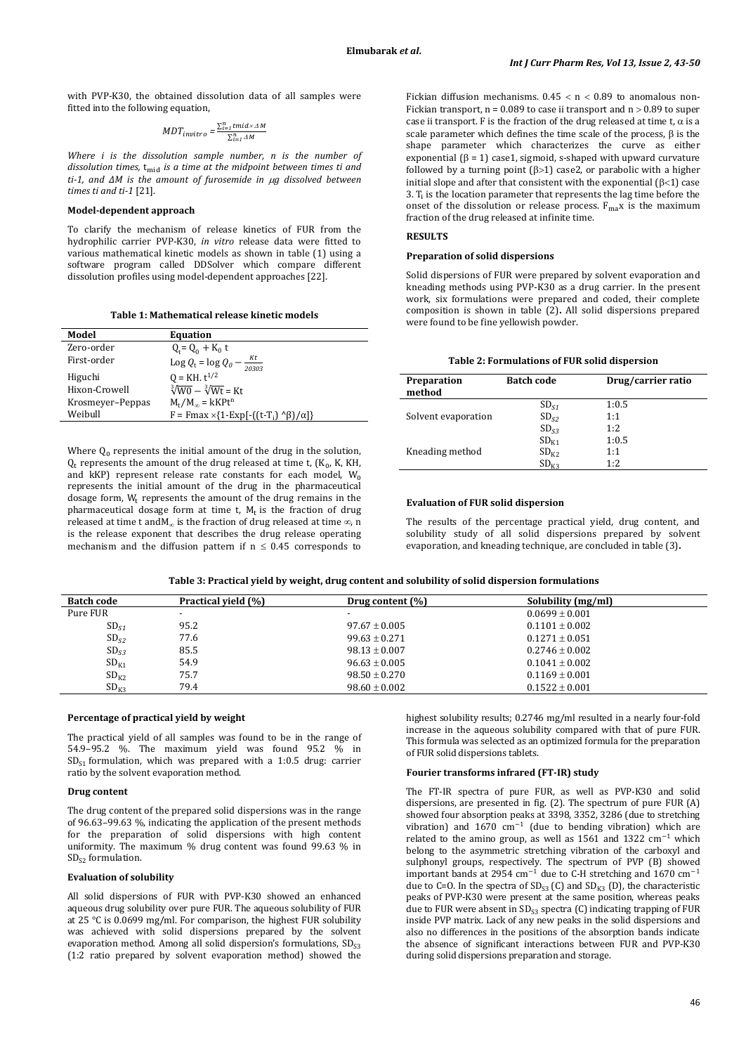with PVP-K30, the obtained dissolution data of all samples were fitted into the following equation,

$$MDT_{invitro} = \frac{\sum_{i=1}^{n} t_{mid} \times \Delta M}{\sum_{i=1}^{n} \Delta M}$$

*Where i is the dissolution sample number, n is the number of dissolution times,* $t_{mid}$ *is a time at the midpoint between times ti and ti-1, and ΔM is the amount of furosemide in μg dissolved between times ti and ti-1* [21].

### Model-dependent approach

To clarify the mechanism of release kinetics of FUR from the hydrophilic carrier PVP-K30, *in vitro* release data were fitted to various mathematical kinetic models as shown in table (1) using a software program called DDSolver which compare different dissolution profiles using model-dependent approaches [22].

**Table 1: Mathematical release kinetic models**

| Model | Equation |
|---|---|
| Zero-order | $Q_t = Q_0 + K_0\, t$ |
| First-order | $\text{Log } Q_t = \log Q_0 - \frac{Kt}{20303}$ |
| Higuchi | $Q = KH.\, t^{1/2}$ |
| Hixon-Crowell | $\sqrt[3]{W0} - \sqrt[3]{Wt} = Kt$ |
| Krosmeyer–Peppas | $M_t/M_\infty = kKPt^n$ |
| Weibull | $F = Fmax \times \{1\text{-}Exp[-((t\text{-}T_i)\ ^\wedge\beta)/\alpha]\}$ |

Where $Q_0$ represents the initial amount of the drug in the solution, $Q_t$ represents the amount of the drug released at time t, ($K_0$, K, KH, and kKP) represent release rate constants for each model, $W_0$ represents the initial amount of the drug in the pharmaceutical dosage form, $W_t$ represents the amount of the drug remains in the pharmaceutical dosage form at time t, $M_t$ is the fraction of drug released at time t and$M_\infty$ is the fraction of drug released at time ∞, n is the release exponent that describes the drug release operating mechanism and the diffusion pattern if $n \leq 0.45$ corresponds to Fickian diffusion mechanisms. $0.45 < n < 0.89$ to anomalous non-Fickian transport, n = 0.089 to case ii transport and n > 0.89 to super case ii transport. F is the fraction of the drug released at time t, α is a scale parameter which defines the time scale of the process, β is the shape parameter which characterizes the curve as either exponential (β = 1) case1, sigmoid, s-shaped with upward curvature followed by a turning point (β>1) case2, or parabolic with a higher initial slope and after that consistent with the exponential (β<1) case 3. $T_i$ is the location parameter that represents the lag time before the onset of the dissolution or release process. $F_{max}$x is the maximum fraction of the drug released at infinite time.

## RESULTS

### Preparation of solid dispersions

Solid dispersions of FUR were prepared by solvent evaporation and kneading methods using PVP-K30 as a drug carrier. In the present work, six formulations were prepared and coded, their complete composition is shown in table (2). All solid dispersions prepared were found to be fine yellowish powder.

**Table 2: Formulations of FUR solid dispersion**

| Preparation method | Batch code | Drug/carrier ratio |
|---|---|---|
| | $SD_{S1}$ | 1:0.5 |
| Solvent evaporation | $SD_{S2}$ | 1:1 |
| | $SD_{S3}$ | 1:2 |
| | $SD_{K1}$ | 1:0.5 |
| Kneading method | $SD_{K2}$ | 1:1 |
| | $SD_{K3}$ | 1:2 |

### Evaluation of FUR solid dispersion

The results of the percentage practical yield, drug content, and solubility study of all solid dispersions prepared by solvent evaporation, and kneading technique, are concluded in table (3).

**Table 3: Practical yield by weight, drug content and solubility of solid dispersion formulations**

| Batch code | Practical yield (%) | Drug content (%) | Solubility (mg/ml) |
|---|---|---|---|
| Pure FUR | - | - | 0.0699 ± 0.001 |
| $SD_{S1}$ | 95.2 | 97.67 ± 0.005 | 0.1101 ± 0.002 |
| $SD_{S2}$ | 77.6 | 99.63 ± 0.271 | 0.1271 ± 0.051 |
| $SD_{S3}$ | 85.5 | 98.13 ± 0.007 | 0.2746 ± 0.002 |
| $SD_{K1}$ | 54.9 | 96.63 ± 0.005 | 0.1041 ± 0.002 |
| $SD_{K2}$ | 75.7 | 98.50 ± 0.270 | 0.1169 ± 0.001 |
| $SD_{K3}$ | 79.4 | 98.60 ± 0.002 | 0.1522 ± 0.001 |

### Percentage of practical yield by weight

The practical yield of all samples was found to be in the range of 54.9–95.2 %. The maximum yield was found 95.2 % in $SD_{S1}$ formulation, which was prepared with a 1:0.5 drug: carrier ratio by the solvent evaporation method.

### Drug content

The drug content of the prepared solid dispersions was in the range of 96.63–99.63 %, indicating the application of the present methods for the preparation of solid dispersions with high content uniformity. The maximum % drug content was found 99.63 % in $SD_{S2}$ formulation.

### Evaluation of solubility

All solid dispersions of FUR with PVP-K30 showed an enhanced aqueous drug solubility over pure FUR. The aqueous solubility of FUR at 25 °C is 0.0699 mg/ml. For comparison, the highest FUR solubility was achieved with solid dispersions prepared by the solvent evaporation method. Among all solid dispersion's formulations, $SD_{S3}$ (1:2 ratio prepared by solvent evaporation method) showed the highest solubility results; 0.2746 mg/ml resulted in a nearly four-fold increase in the aqueous solubility compared with that of pure FUR. This formula was selected as an optimized formula for the preparation of FUR solid dispersions tablets.

### Fourier transforms infrared (FT-IR) study

The FT-IR spectra of pure FUR, as well as PVP-K30 and solid dispersions, are presented in fig. (2). The spectrum of pure FUR (A) showed four absorption peaks at 3398, 3352, 3286 (due to stretching vibration) and 1670 $cm^{-1}$ (due to bending vibration) which are related to the amino group, as well as 1561 and 1322 $cm^{-1}$ which belong to the asymmetric stretching vibration of the carboxyl and sulphonyl groups, respectively. The spectrum of PVP (B) showed important bands at 2954 $cm^{-1}$ due to C-H stretching and 1670 $cm^{-1}$ due to C=O. In the spectra of $SD_{S3}$ (C) and $SD_{K3}$ (D), the characteristic peaks of PVP-K30 were present at the same position, whereas peaks due to FUR were absent in $SD_{S3}$ spectra (C) indicating trapping of FUR inside PVP matrix. Lack of any new peaks in the solid dispersions and also no differences in the positions of the absorption bands indicate the absence of significant interactions between FUR and PVP-K30 during solid dispersions preparation and storage.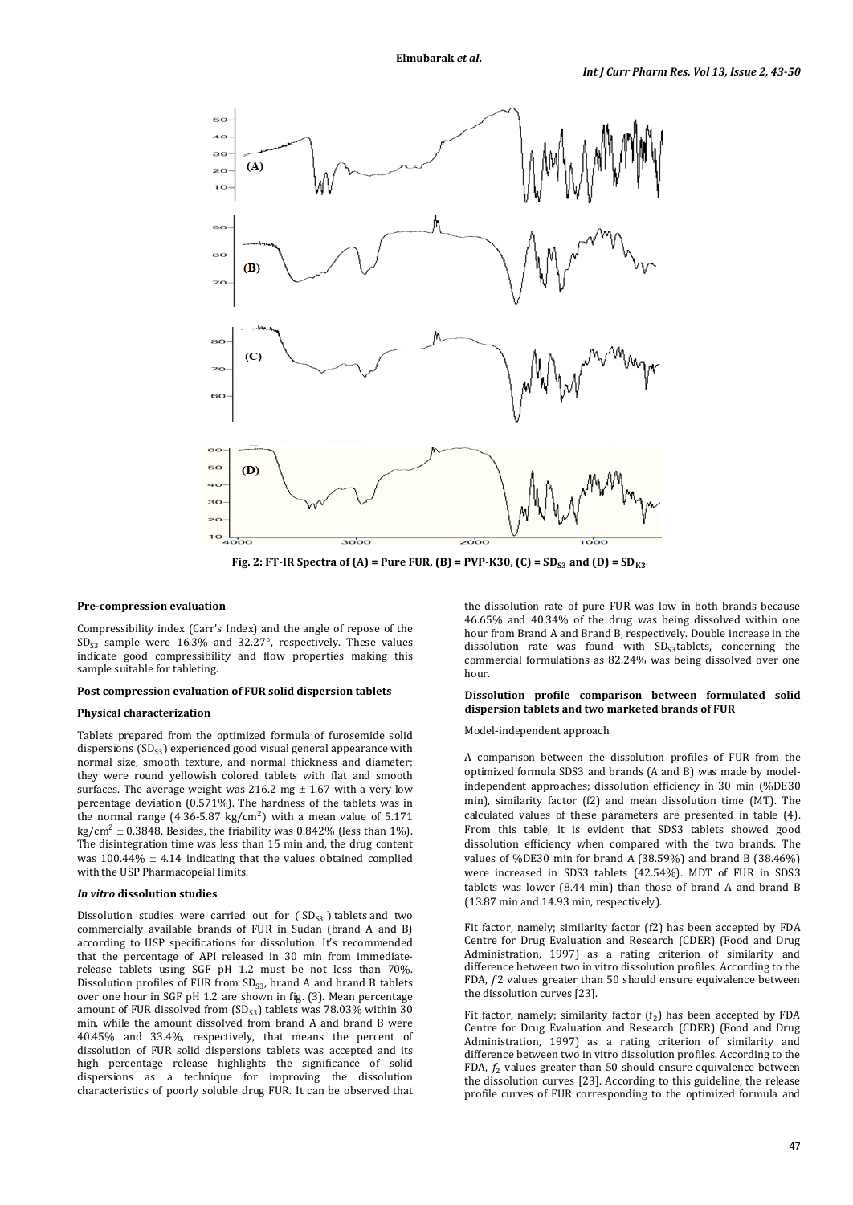Fig. 2: FT-IR Spectra of (A) = Pure FUR, (B) = PVP-K30, (C) = $SD_{S3}$ and (D) = $SD_{K3}$

### Pre-compression evaluation

Compressibility index (Carr's Index) and the angle of repose of the $SD_{S3}$ sample were 16.3% and 32.27°, respectively. These values indicate good compressibility and flow properties making this sample suitable for tableting.

### Post compression evaluation of FUR solid dispersion tablets

### Physical characterization

Tablets prepared from the optimized formula of furosemide solid dispersions ($SD_{S3}$) experienced good visual general appearance with normal size, smooth texture, and normal thickness and diameter; they were round yellowish colored tablets with flat and smooth surfaces. The average weight was 216.2 mg ± 1.67 with a very low percentage deviation (0.571%). The hardness of the tablets was in the normal range (4.36-5.87 kg/cm$^2$) with a mean value of 5.171 kg/cm$^2$ ± 0.3848. Besides, the friability was 0.842% (less than 1%). The disintegration time was less than 15 min and, the drug content was 100.44% ± 4.14 indicating that the values obtained complied with the USP Pharmacopeial limits.

### *In vitro* dissolution studies

Dissolution studies were carried out for ($SD_{S3}$) tablets and two commercially available brands of FUR in Sudan (brand A and B) according to USP specifications for dissolution. It's recommended that the percentage of API released in 30 min from immediate-release tablets using SGF pH 1.2 must be not less than 70%. Dissolution profiles of FUR from $SD_{S3}$, brand A and brand B tablets over one hour in SGF pH 1.2 are shown in fig. (3). Mean percentage amount of FUR dissolved from ($SD_{S3}$) tablets was 78.03% within 30 min, while the amount dissolved from brand A and brand B were 40.45% and 33.4%, respectively, that means the percent of dissolution of FUR solid dispersions tablets was accepted and its high percentage release highlights the significance of solid dispersions as a technique for improving the dissolution characteristics of poorly soluble drug FUR. It can be observed that the dissolution rate of pure FUR was low in both brands because 46.65% and 40.34% of the drug was being dissolved within one hour from Brand A and Brand B, respectively. Double increase in the dissolution rate was found with $SD_{S3}$tablets, concerning the commercial formulations as 82.24% was being dissolved over one hour.

### Dissolution profile comparison between formulated solid dispersion tablets and two marketed brands of FUR

Model-independent approach

A comparison between the dissolution profiles of FUR from the optimized formula SDS3 and brands (A and B) was made by model-independent approaches; dissolution efficiency in 30 min (%DE30 min), similarity factor (f2) and mean dissolution time (MT). The calculated values of these parameters are presented in table (4). From this table, it is evident that SDS3 tablets showed good dissolution efficiency when compared with the two brands. The values of %DE30 min for brand A (38.59%) and brand B (38.46%) were increased in SDS3 tablets (42.54%). MDT of FUR in SDS3 tablets was lower (8.44 min) than those of brand A and brand B (13.87 min and 14.93 min, respectively).

Fit factor, namely; similarity factor (f2) has been accepted by FDA Centre for Drug Evaluation and Research (CDER) (Food and Drug Administration, 1997) as a rating criterion of similarity and difference between two in vitro dissolution profiles. According to the FDA, *f*2 values greater than 50 should ensure equivalence between the dissolution curves [23].

Fit factor, namely; similarity factor ($f_2$) has been accepted by FDA Centre for Drug Evaluation and Research (CDER) (Food and Drug Administration, 1997) as a rating criterion of similarity and difference between two in vitro dissolution profiles. According to the FDA, $f_2$ values greater than 50 should ensure equivalence between the dissolution curves [23]. According to this guideline, the release profile curves of FUR corresponding to the optimized formula and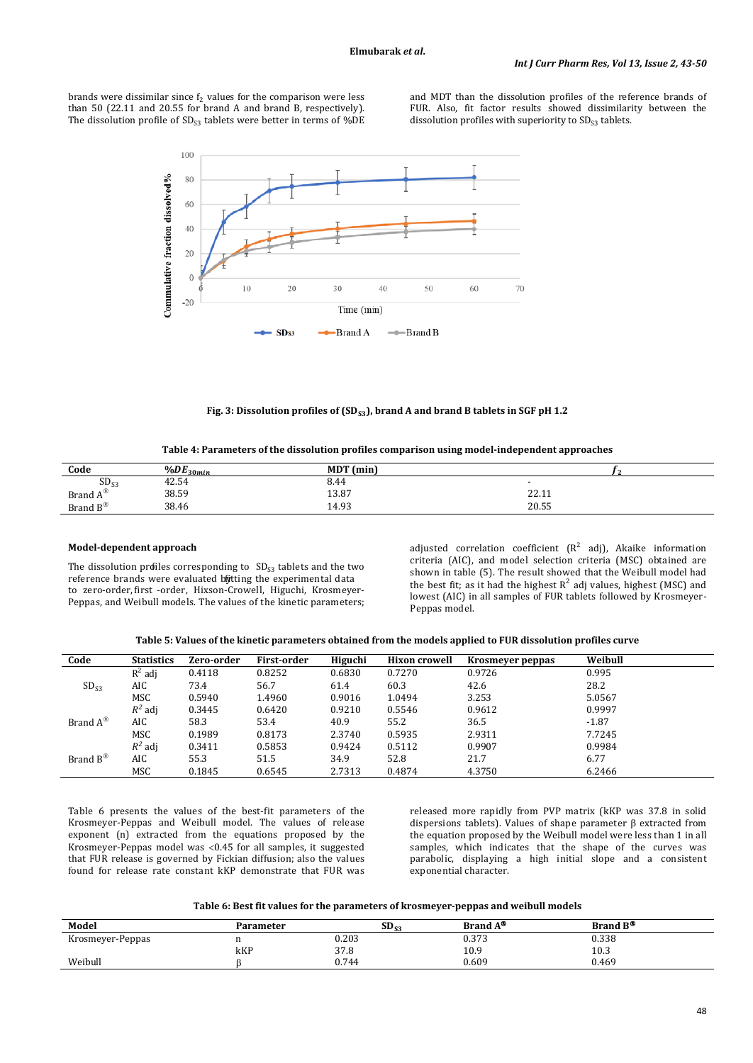brands were dissimilar since $f_2$ values for the comparison were less than 50 (22.11 and 20.55 for brand A and brand B, respectively). The dissolution profile of $SD_{S3}$ tablets were better in terms of %DE and MDT than the dissolution profiles of the reference brands of FUR. Also, fit factor results showed dissimilarity between the dissolution profiles with superiority to $SD_{S3}$ tablets.

**Fig. 3: Dissolution profiles of ($SD_{S3}$), brand A and brand B tablets in SGF pH 1.2**

**Table 4: Parameters of the dissolution profiles comparison using model-independent approaches**

| Code | $\%DE_{30min}$ | MDT (min) | $f_2$ |
|---|---|---|---|
| $SD_{S3}$ | 42.54 | 8.44 | - |
| Brand A® | 38.59 | 13.87 | 22.11 |
| Brand B® | 38.46 | 14.93 | 20.55 |

### Model-dependent approach

The dissolution profiles corresponding to $SD_{S3}$ tablets and the two reference brands were evaluated by fitting the experimental data to zero-order, first -order, Hixson-Crowell, Higuchi, Krosmeyer-Peppas, and Weibull models. The values of the kinetic parameters; adjusted correlation coefficient ($R^2$ adj), Akaike information criteria (AIC), and model selection criteria (MSC) obtained are shown in table (5). The result showed that the Weibull model had the best fit; as it had the highest $R^2$ adj values, highest (MSC) and lowest (AIC) in all samples of FUR tablets followed by Krosmeyer-Peppas model.

**Table 5: Values of the kinetic parameters obtained from the models applied to FUR dissolution profiles curve**

| Code | Statistics | Zero-order | First-order | Higuchi | Hixon crowell | Krosmeyer peppas | Weibull |
|---|---|---|---|---|---|---|---|
| $SD_{S3}$ | $R^2$ adj | 0.4118 | 0.8252 | 0.6830 | 0.7270 | 0.9726 | 0.995 |
| | AIC | 73.4 | 56.7 | 61.4 | 60.3 | 42.6 | 28.2 |
| | MSC | 0.5940 | 1.4960 | 0.9016 | 1.0494 | 3.253 | 5.0567 |
| Brand A® | $R^2$ adj | 0.3445 | 0.6420 | 0.9210 | 0.5546 | 0.9612 | 0.9997 |
| | AIC | 58.3 | 53.4 | 40.9 | 55.2 | 36.5 | -1.87 |
| | MSC | 0.1989 | 0.8173 | 2.3740 | 0.5935 | 2.9311 | 7.7245 |
| Brand B® | $R^2$ adj | 0.3411 | 0.5853 | 0.9424 | 0.5112 | 0.9907 | 0.9984 |
| | AIC | 55.3 | 51.5 | 34.9 | 52.8 | 21.7 | 6.77 |
| | MSC | 0.1845 | 0.6545 | 2.7313 | 0.4874 | 4.3750 | 6.2466 |

Table 6 presents the values of the best-fit parameters of the Krosmeyer-Peppas and Weibull model. The values of release exponent (n) extracted from the equations proposed by the Krosmeyer-Peppas model was <0.45 for all samples, it suggested that FUR release is governed by Fickian diffusion; also the values found for release rate constant kKP demonstrate that FUR was released more rapidly from PVP matrix (kKP was 37.8 in solid dispersions tablets). Values of shape parameter β extracted from the equation proposed by the Weibull model were less than 1 in all samples, which indicates that the shape of the curves was parabolic, displaying a high initial slope and a consistent exponential character.

**Table 6: Best fit values for the parameters of krosmeyer-peppas and weibull models**

| Model | Parameter | $SD_{S3}$ | Brand A® | Brand B® |
|---|---|---|---|---|
| Krosmeyer-Peppas | n | 0.203 | 0.373 | 0.338 |
| | kKP | 37.8 | 10.9 | 10.3 |
| Weibull | β | 0.744 | 0.609 | 0.469 |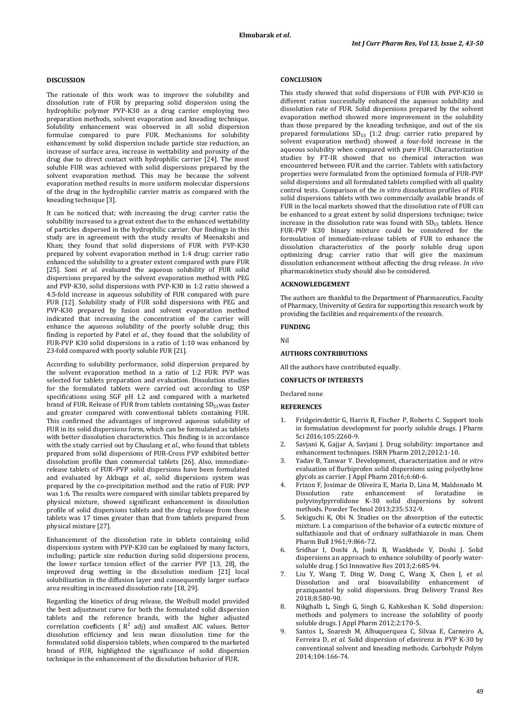## DISCUSSION

The rationale of this work was to improve the solubility and dissolution rate of FUR by preparing solid dispersion using the hydrophilic polymer PVP-K30 as a drug carrier employing two preparation methods, solvent evaporation and kneading technique. Solubility enhancement was observed in all solid dispersion formulae compared to pure FUR. Mechanisms for solubility enhancement by solid dispersion include particle size reduction, an increase of surface area, increase in wettability and porosity of the drug due to direct contact with hydrophilic carrier [24]. The most soluble FUR was achieved with solid dispersions prepared by the solvent evaporation method. This may be because the solvent evaporation method results in more uniform molecular dispersions of the drug in the hydrophilic carrier matrix as compared with the kneading technique [3].

It can be noticed that; with increasing the drug: carrier ratio the solubility increased to a great extent due to the enhanced wettability of particles dispersed in the hydrophilic carrier. Our findings in this study are in agreement with the study results of Meenakshi and Khan; they found that solid dispersions of FUR with PVP-K30 prepared by solvent evaporation method in 1:4 drug: carrier ratio enhanced the solubility to a greater extent compared with pure FUR [25]. Soni *et al.* evaluated the aqueous solubility of FUR solid dispersions prepared by the solvent evaporation method with PEG and PVP-K30, solid dispersions with PVP-K30 in 1:2 ratio showed a 4.5-fold increase in aqueous solubility of FUR compared with pure FUR [12]. Solubility study of FUR solid dispersions with PEG and PVP-K30 prepared by fusion and solvent evaporation method indicated that increasing the concentration of the carrier will enhance the aqueous solubility of the poorly soluble drug; this finding is reported by Patel *et al.*, they found that the solubility of FUR-PVP K30 solid dispersions in a ratio of 1:10 was enhanced by 23-fold compared with poorly soluble FUR [21].

According to solubility performance, solid dispersion prepared by the solvent evaporation method in a ratio of 1:2 FUR: PVP was selected for tablets preparation and evaluation. Dissolution studies for the formulated tablets were carried out according to USP specifications using SGF pH 1.2 and compared with a marketed brand of FUR. Release of FUR from tablets containing $SD_{S3}$ was faster and greater compared with conventional tablets containing FUR. This confirmed the advantages of improved aqueous solubility of FUR in its solid dispersions form, which can be formulated as tablets with better dissolution characteristics. This finding is in accordance with the study carried out by Chaulang *et al.*, who found that tablets prepared from solid dispersions of FUR-Cross PVP exhibited better dissolution profile than commercial tablets [26]. Also, immediate-release tablets of FUR–PVP solid dispersions have been formulated and evaluated by Akbuga *et al.*, solid dispersions system was prepared by the co-precipitation method and the ratio of FUR: PVP was 1:6. The results were compared with similar tablets prepared by physical mixture, showed significant enhancement in dissolution profile of solid dispersions tablets and the drug release from these tablets was 17 times greater than that from tablets prepared from physical mixture [27].

Enhancement of the dissolution rate in tablets containing solid dispersions system with PVP-K30 can be explained by many factors, including; particle size reduction during solid dispersions process, the lower surface tension effect of the carrier PVP [13, 28], the improved drug wetting in the dissolution medium [21] local solubilization in the diffusion layer and consequently larger surface area resulting in increased dissolution rate [18, 29].

Regarding the kinetics of drug release, the Weibull model provided the best adjustment curve for both the formulated solid dispersion tablets and the reference brands, with the higher adjusted correlation coeficients ( $R^2$ adj) and smallest AIC values. Better dissolution efficiency and less mean dissolution time for the formulated solid dispersion tablets, when compared to the marketed brand of FUR, highlighted the significance of solid dispersion technique in the enhancement of the dissolution behavior of FUR.

## CONCLUSION

This study showed that solid dispersions of FUR with PVP-K30 in different ratios successfully enhanced the aqueous solubility and dissolution rate of FUR. Solid dispersions prepared by the solvent evaporation method showed more improvement in the solubility than those prepared by the kneading technique, and out of the six prepared formulations $SD_{S3}$ (1:2 drug: carrier ratio prepared by solvent evaporation method) showed a four-fold increase in the aqueous solubility when compared with pure FUR. Characterization studies by FT-IR showed that no chemical interaction was encountered between FUR and the carrier. Tablets with satisfactory properties were formulated from the optimized formula of FUR-PVP solid dispersions and all formulated tablets complied with all quality control tests. Comparison of the *in vitro* dissolution profiles of FUR solid dispersions tablets with two commercially available brands of FUR in the local markets showed that the dissolution rate of FUR can be enhanced to a great extent by solid dispersions technique; twice increase in the dissolution rate was found with $SD_{S3}$ tablets. Hence FUR-PVP K30 binary mixture could be considered for the formulation of immediate-release tablets of FUR to enhance the dissolution characteristics of the poorly soluble drug upon optimizing drug: carrier ratio that will give the maximum dissolution enhancement without affecting the drug release. *In vivo* pharmacokinetics study should also be considered.

## ACKNOWLEDGEMENT

The authors are thankful to the Department of Pharmaceutics, Faculty of Pharmacy, University of Gezira for supporting this research work by providing the facilities and requirements of the research.

## FUNDING

Nil

## AUTHORS CONTRIBUTIONS

All the authors have contributed equally.

## CONFLICTS OF INTERESTS

Declared none

## REFERENCES

1. Fridgeirsdottir G, Harris R, Fischer P, Roberts C. Support tools in formulation development for poorly soluble drugs. J Pharm Sci 2016;105:2260-9.
2. Savjani K, Gajjar A, Savjani J. Drug solubility: importance and enhancement techniques. ISRN Pharm 2012;2012:1-10.
3. Yadav B, Tanwar Y. Development, characterization and *in vitro* evaluation of flurbiprofen solid dispersions using polyethylene glycols as carrier. J Appl Pharm 2016;6:60-6.
4. Frizon F, Josimar de Oliveira E, Maria D, Lina M, Maldonado M. Dissolution rate enhancement of loratadine in polyvinylpyrrolidone K-30 solid dispersions by solvent methods. Powder Technol 2013;235:532-9.
5. Sekiguchi K, Obi N. Studies on the absorption of the eutectic mixture. I. a comparison of the behavior of a eutectic mixture of sulfathiazole and that of ordinary sulfathiazole in man. Chem Pharm Bull 1961;9:866-72.
6. Sridhar I, Doshi A, Joshi B, Wankhede V, Doshi J. Solid dispersions an approach to enhance solubility of poorly water-soluble drug. J Sci Innovative Res 2013;2:685-94.
7. Liu Y, Wang T, Ding W, Dong C, Wang X, Chen J, *et al.* Dissolution and oral bioavailability enhancement of praziquantel by solid dispersions. Drug Delivery Transl Res 2018;8:580-90.
8. Nikghalb L, Singh G, Singh G, Kahkeshan K. Solid dispersion: methods and polymers to increase the solubility of poorly soluble drugs. J Appl Pharm 2012;2:170-5.
9. Santos L, Soaresb M, Albuquerquea C, Silvaa E, Carneiro A, Ferreira D, *et al.* Solid dispersion of efavirenz in PVP K-30 by conventional solvent and kneading methods. Carbohydr Polym 2014;104:166-74.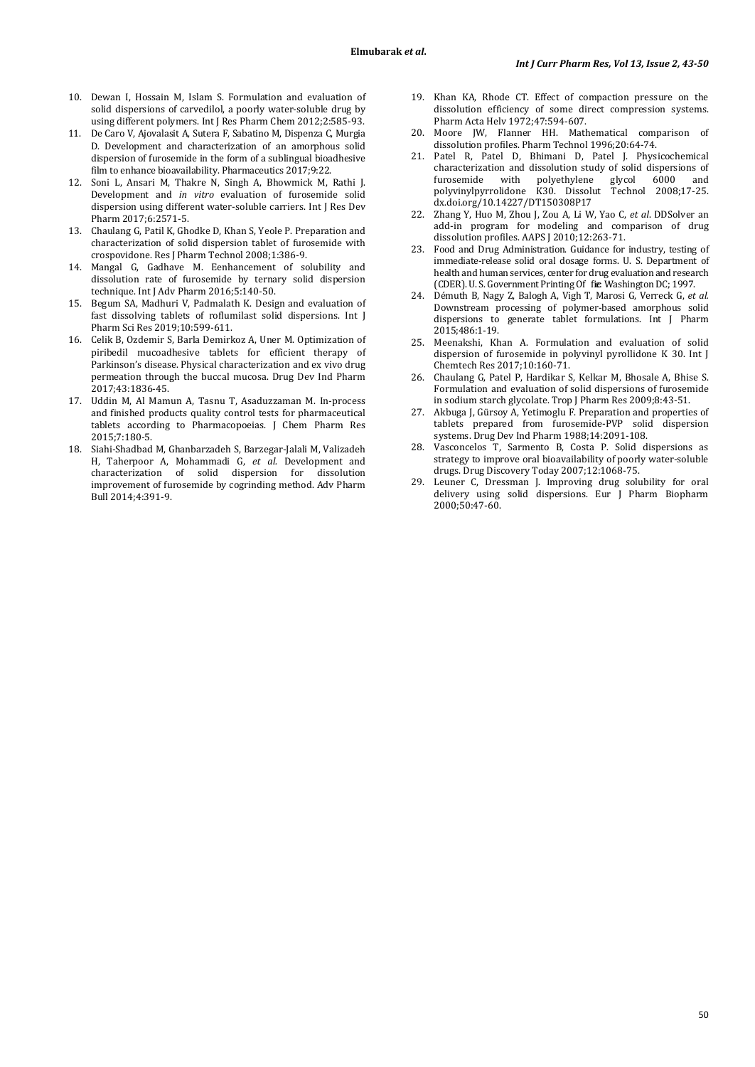10. Dewan I, Hossain M, Islam S. Formulation and evaluation of solid dispersions of carvedilol, a poorly water-soluble drug by using different polymers. Int J Res Pharm Chem 2012;2:585-93.
11. De Caro V, Ajovalasit A, Sutera F, Sabatino M, Dispenza C, Murgia D. Development and characterization of an amorphous solid dispersion of furosemide in the form of a sublingual bioadhesive film to enhance bioavailability. Pharmaceutics 2017;9:22.
12. Soni L, Ansari M, Thakre N, Singh A, Bhowmick M, Rathi J. Development and *in vitro* evaluation of furosemide solid dispersion using different water-soluble carriers. Int J Res Dev Pharm 2017;6:2571-5.
13. Chaulang G, Patil K, Ghodke D, Khan S, Yeole P. Preparation and characterization of solid dispersion tablet of furosemide with crospovidone. Res J Pharm Technol 2008;1:386-9.
14. Mangal G, Gadhave M. Eenhancement of solubility and dissolution rate of furosemide by ternary solid dispersion technique. Int J Adv Pharm 2016;5:140-50.
15. Begum SA, Madhuri V, Padmalath K. Design and evaluation of fast dissolving tablets of roflumilast solid dispersions. Int J Pharm Sci Res 2019;10:599-611.
16. Celik B, Ozdemir S, Barla Demirkoz A, Uner M. Optimization of piribedil mucoadhesive tablets for efficient therapy of Parkinson's disease. Physical characterization and ex vivo drug permeation through the buccal mucosa. Drug Dev Ind Pharm 2017;43:1836-45.
17. Uddin M, Al Mamun A, Tasnu T, Asaduzzaman M. In-process and finished products quality control tests for pharmaceutical tablets according to Pharmacopoeias. J Chem Pharm Res 2015;7:180-5.
18. Siahi-Shadbad M, Ghanbarzadeh S, Barzegar-Jalali M, Valizadeh H, Taherpoor A, Mohammadi G, *et al.* Development and characterization of solid dispersion for dissolution improvement of furosemide by cogrinding method. Adv Pharm Bull 2014;4:391-9.
19. Khan KA, Rhode CT. Effect of compaction pressure on the dissolution efficiency of some direct compression systems. Pharm Acta Helv 1972;47:594-607.
20. Moore JW, Flanner HH. Mathematical comparison of dissolution profiles. Pharm Technol 1996;20:64-74.
21. Patel R, Patel D, Bhimani D, Patel J. Physicochemical characterization and dissolution study of solid dispersions of furosemide with polyethylene glycol 6000 and polyvinylpyrrolidone K30. Dissolut Technol 2008;17-25. dx.doi.org/10.14227/DT150308P17
22. Zhang Y, Huo M, Zhou J, Zou A, Li W, Yao C, *et al*. DDSolver an add-in program for modeling and comparison of drug dissolution profiles. AAPS J 2010;12:263-71.
23. Food and Drug Administration. Guidance for industry, testing of immediate-release solid oral dosage forms. U. S. Department of health and human services, center for drug evaluation and research (CDER). U. S. Government Printing Office: Washington DC; 1997.
24. Démuth B, Nagy Z, Balogh A, Vigh T, Marosi G, Verreck G, *et al.* Downstream processing of polymer-based amorphous solid dispersions to generate tablet formulations. Int J Pharm 2015;486:1-19.
25. Meenakshi, Khan A. Formulation and evaluation of solid dispersion of furosemide in polyvinyl pyrollidone K 30. Int J Chemtech Res 2017;10:160-71.
26. Chaulang G, Patel P, Hardikar S, Kelkar M, Bhosale A, Bhise S. Formulation and evaluation of solid dispersions of furosemide in sodium starch glycolate. Trop J Pharm Res 2009;8:43-51.
27. Akbuga J, Gürsoy A, Yetimoglu F. Preparation and properties of tablets prepared from furosemide-PVP solid dispersion systems. Drug Dev Ind Pharm 1988;14:2091-108.
28. Vasconcelos T, Sarmento B, Costa P. Solid dispersions as strategy to improve oral bioavailability of poorly water-soluble drugs. Drug Discovery Today 2007;12:1068-75.
29. Leuner C, Dressman J. Improving drug solubility for oral delivery using solid dispersions. Eur J Pharm Biopharm 2000;50:47-60.